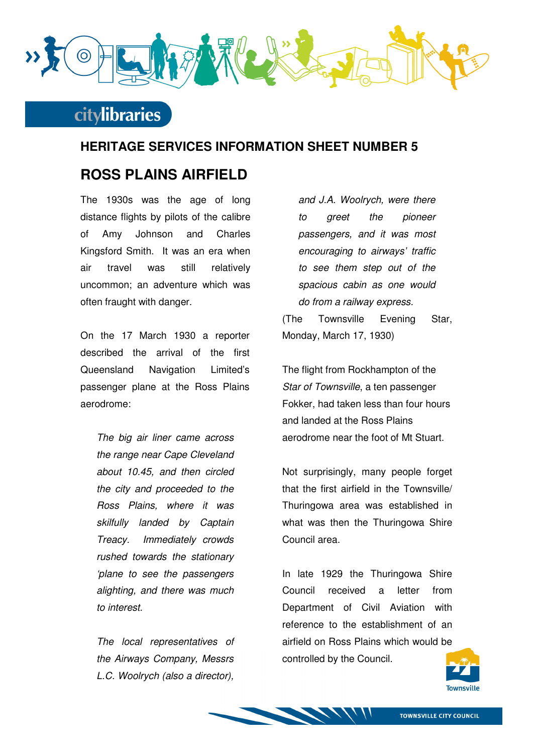## HERITAGE SERVICES INFORMATION SHEET NUMBER 5

# ROSS PLAINS AIRFIELD

The 1930s was the age of long distance flights by pilots of the calibre of Amy Johnson and Charles Kingsford Smith. It was an era when air travel was still relatively uncommon; an adventure which was often fraught with danger.

On the 17 March 1930 a reporter described the arrival of the first Queensland Navigation Limited's passenger plane at the Ross Plains aerodrome:

> *The big air liner came across the range near Cape Cleveland about 10.45, and then circled the city and proceeded to the Ross Plains, where it was skilfully landed by Captain Treacy. Immediately crowds rushed towards the stationary 'plane to see the passengers alighting, and there was much to interest.*
>
> *The local representatives of the Airways Company, Messrs L.C. Woolrych (also a director), and J.A. Woolrych, were there to greet the pioneer passengers, and it was most encouraging to airways' traffic to see them step out of the spacious cabin as one would do from a railway express.*

(The Townsville Evening Star, Monday, March 17, 1930)

The flight from Rockhampton of the *Star of Townsville*, a ten passenger Fokker, had taken less than four hours and landed at the Ross Plains aerodrome near the foot of Mt Stuart.

Not surprisingly, many people forget that the first airfield in the Townsville/ Thuringowa area was established in what was then the Thuringowa Shire Council area.

In late 1929 the Thuringowa Shire Council received a letter from Department of Civil Aviation with reference to the establishment of an airfield on Ross Plains which would be controlled by the Council.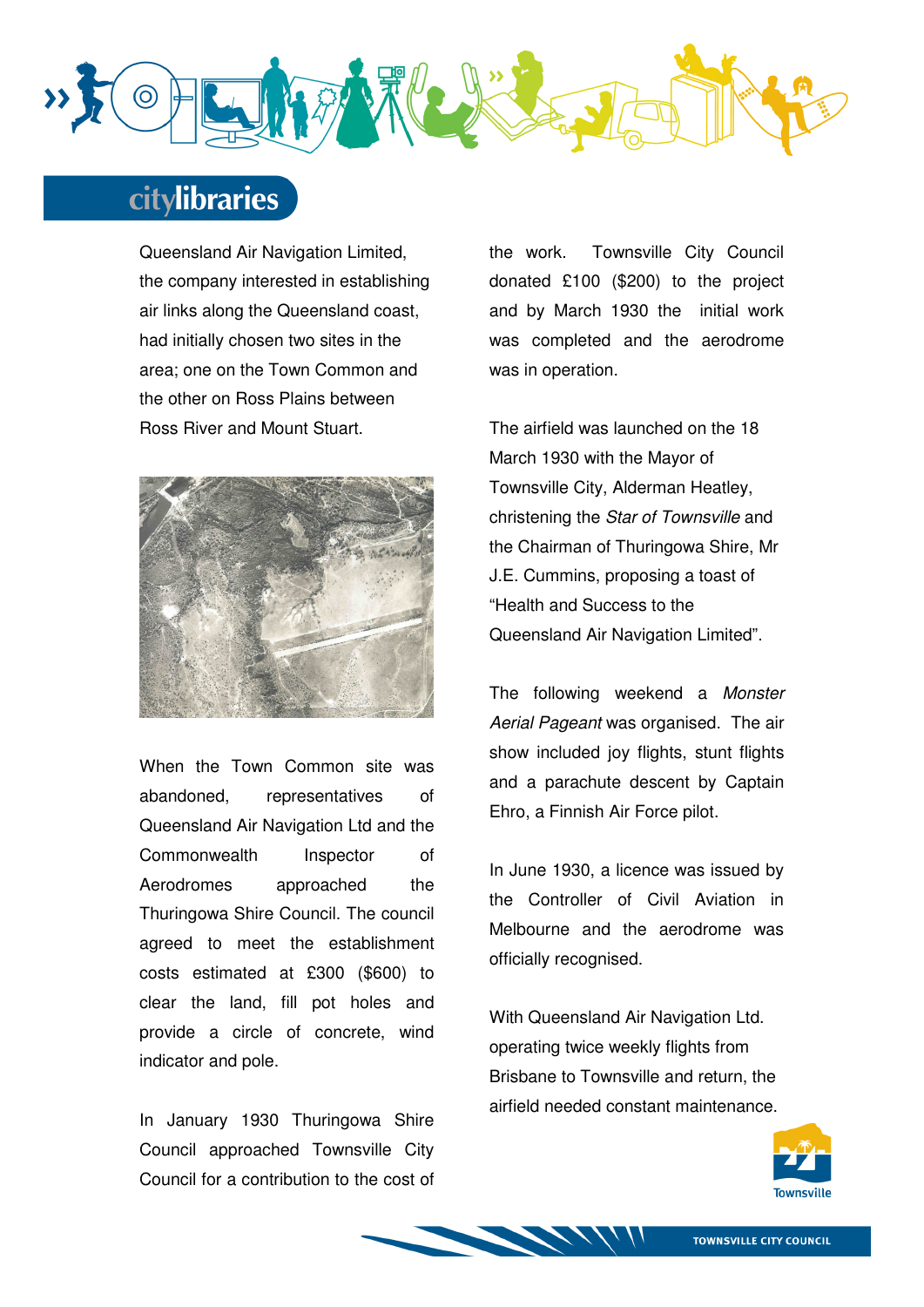Queensland Air Navigation Limited, the company interested in establishing air links along the Queensland coast, had initially chosen two sites in the area; one on the Town Common and the other on Ross Plains between Ross River and Mount Stuart.

When the Town Common site was abandoned, representatives of Queensland Air Navigation Ltd and the Commonwealth Inspector of Aerodromes approached the Thuringowa Shire Council. The council agreed to meet the establishment costs estimated at £300 ($600) to clear the land, fill pot holes and provide a circle of concrete, wind indicator and pole.

In January 1930 Thuringowa Shire Council approached Townsville City Council for a contribution to the cost of the work. Townsville City Council donated £100 ($200) to the project and by March 1930 the initial work was completed and the aerodrome was in operation.

The airfield was launched on the 18 March 1930 with the Mayor of Townsville City, Alderman Heatley, christening the *Star of Townsville* and the Chairman of Thuringowa Shire, Mr J.E. Cummins, proposing a toast of "Health and Success to the Queensland Air Navigation Limited".

The following weekend a *Monster Aerial Pageant* was organised. The air show included joy flights, stunt flights and a parachute descent by Captain Ehro, a Finnish Air Force pilot.

In June 1930, a licence was issued by the Controller of Civil Aviation in Melbourne and the aerodrome was officially recognised.

With Queensland Air Navigation Ltd. operating twice weekly flights from Brisbane to Townsville and return, the airfield needed constant maintenance.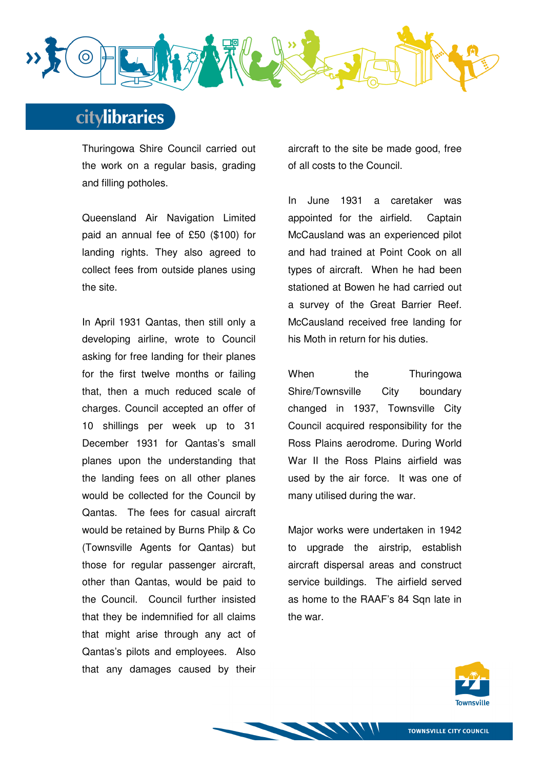Thuringowa Shire Council carried out the work on a regular basis, grading and filling potholes.

Queensland Air Navigation Limited paid an annual fee of £50 ($100) for landing rights. They also agreed to collect fees from outside planes using the site.

In April 1931 Qantas, then still only a developing airline, wrote to Council asking for free landing for their planes for the first twelve months or failing that, then a much reduced scale of charges. Council accepted an offer of 10 shillings per week up to 31 December 1931 for Qantas's small planes upon the understanding that the landing fees on all other planes would be collected for the Council by Qantas. The fees for casual aircraft would be retained by Burns Philp & Co (Townsville Agents for Qantas) but those for regular passenger aircraft, other than Qantas, would be paid to the Council. Council further insisted that they be indemnified for all claims that might arise through any act of Qantas's pilots and employees. Also that any damages caused by their aircraft to the site be made good, free of all costs to the Council.

In June 1931 a caretaker was appointed for the airfield. Captain McCausland was an experienced pilot and had trained at Point Cook on all types of aircraft. When he had been stationed at Bowen he had carried out a survey of the Great Barrier Reef. McCausland received free landing for his Moth in return for his duties.

When the Thuringowa Shire/Townsville City boundary changed in 1937, Townsville City Council acquired responsibility for the Ross Plains aerodrome. During World War II the Ross Plains airfield was used by the air force. It was one of many utilised during the war.

Major works were undertaken in 1942 to upgrade the airstrip, establish aircraft dispersal areas and construct service buildings. The airfield served as home to the RAAF's 84 Sqn late in the war.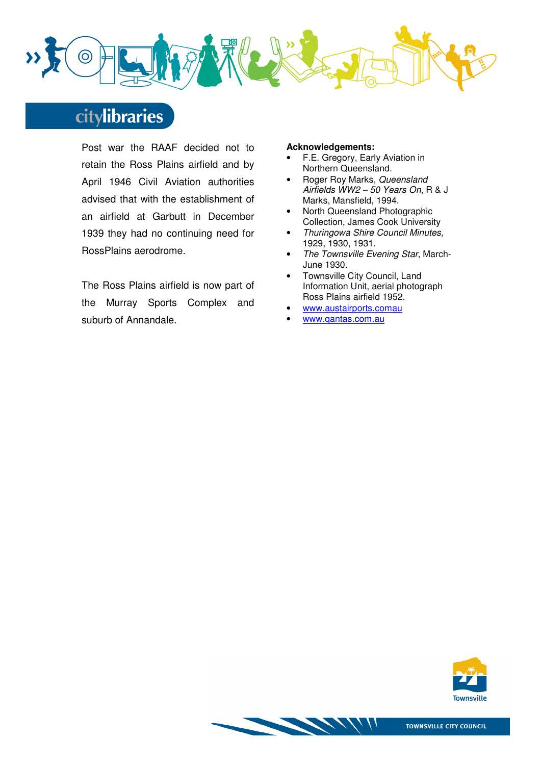Post war the RAAF decided not to retain the Ross Plains airfield and by April 1946 Civil Aviation authorities advised that with the establishment of an airfield at Garbutt in December 1939 they had no continuing need for RossPlains aerodrome.

The Ross Plains airfield is now part of the Murray Sports Complex and suburb of Annandale.

**Acknowledgements:**

- F.E. Gregory, Early Aviation in Northern Queensland.
- Roger Roy Marks, *Queensland Airfields WW2 – 50 Years On*, R & J Marks, Mansfield, 1994.
- North Queensland Photographic Collection, James Cook University
- *Thuringowa Shire Council Minutes,* 1929, 1930, 1931.
- *The Townsville Evening Star*, March-June 1930.
- Townsville City Council, Land Information Unit, aerial photograph Ross Plains airfield 1952.
- www.austairports.comau
- www.qantas.com.au